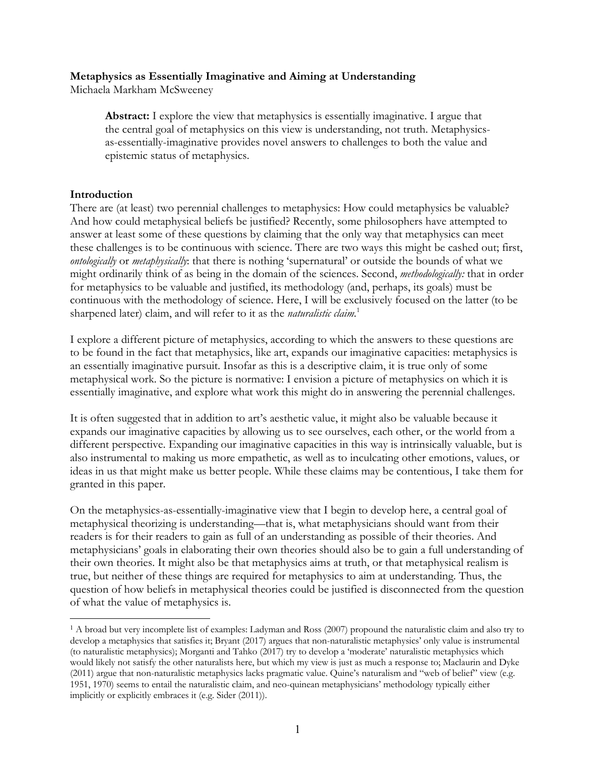**Metaphysics as Essentially Imaginative and Aiming at Understanding**
Michaela Markham McSweeney

> **Abstract:** I explore the view that metaphysics is essentially imaginative. I argue that the central goal of metaphysics on this view is understanding, not truth. Metaphysics-as-essentially-imaginative provides novel answers to challenges to both the value and epistemic status of metaphysics.

## Introduction

There are (at least) two perennial challenges to metaphysics: How could metaphysics be valuable? And how could metaphysical beliefs be justified? Recently, some philosophers have attempted to answer at least some of these questions by claiming that the only way that metaphysics can meet these challenges is to be continuous with science. There are two ways this might be cashed out; first, *ontologically* or *metaphysically*: that there is nothing 'supernatural' or outside the bounds of what we might ordinarily think of as being in the domain of the sciences. Second, *methodologically:* that in order for metaphysics to be valuable and justified, its methodology (and, perhaps, its goals) must be continuous with the methodology of science. Here, I will be exclusively focused on the latter (to be sharpened later) claim, and will refer to it as the *naturalistic claim.*[1]

I explore a different picture of metaphysics, according to which the answers to these questions are to be found in the fact that metaphysics, like art, expands our imaginative capacities: metaphysics is an essentially imaginative pursuit. Insofar as this is a descriptive claim, it is true only of some metaphysical work. So the picture is normative: I envision a picture of metaphysics on which it is essentially imaginative, and explore what work this might do in answering the perennial challenges.

It is often suggested that in addition to art's aesthetic value, it might also be valuable because it expands our imaginative capacities by allowing us to see ourselves, each other, or the world from a different perspective. Expanding our imaginative capacities in this way is intrinsically valuable, but is also instrumental to making us more empathetic, as well as to inculcating other emotions, values, or ideas in us that might make us better people. While these claims may be contentious, I take them for granted in this paper.

On the metaphysics-as-essentially-imaginative view that I begin to develop here, a central goal of metaphysical theorizing is understanding—that is, what metaphysicians should want from their readers is for their readers to gain as full of an understanding as possible of their theories. And metaphysicians' goals in elaborating their own theories should also be to gain a full understanding of their own theories. It might also be that metaphysics aims at truth, or that metaphysical realism is true, but neither of these things are required for metaphysics to aim at understanding. Thus, the question of how beliefs in metaphysical theories could be justified is disconnected from the question of what the value of metaphysics is.

[1] A broad but very incomplete list of examples: Ladyman and Ross (2007) propound the naturalistic claim and also try to develop a metaphysics that satisfies it; Bryant (2017) argues that non-naturalistic metaphysics' only value is instrumental (to naturalistic metaphysics); Morganti and Tahko (2017) try to develop a 'moderate' naturalistic metaphysics which would likely not satisfy the other naturalists here, but which my view is just as much a response to; Maclaurin and Dyke (2011) argue that non-naturalistic metaphysics lacks pragmatic value. Quine's naturalism and "web of belief" view (e.g. 1951, 1970) seems to entail the naturalistic claim, and neo-quinean metaphysicians' methodology typically either implicitly or explicitly embraces it (e.g. Sider (2011)).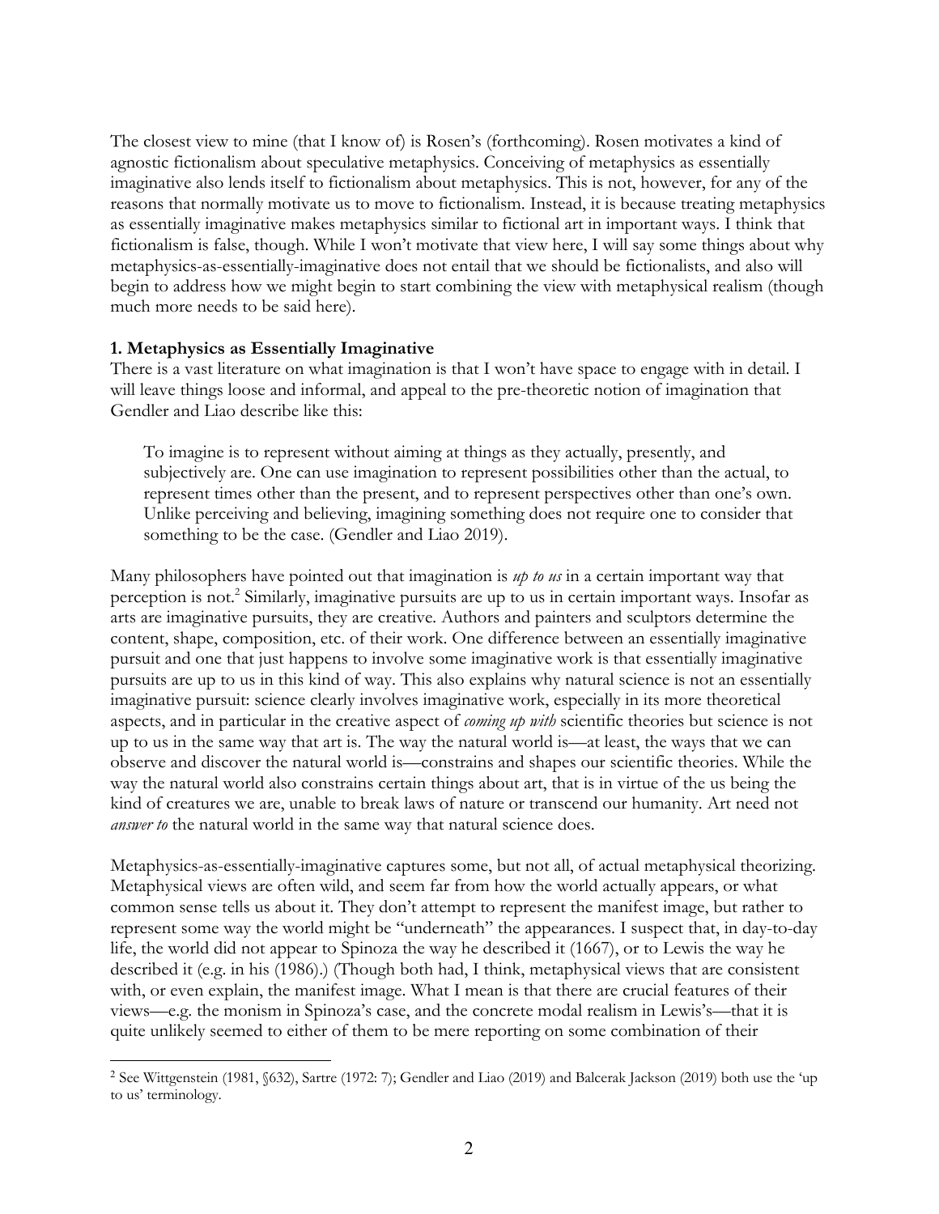The closest view to mine (that I know of) is Rosen's (forthcoming). Rosen motivates a kind of agnostic fictionalism about speculative metaphysics. Conceiving of metaphysics as essentially imaginative also lends itself to fictionalism about metaphysics. This is not, however, for any of the reasons that normally motivate us to move to fictionalism. Instead, it is because treating metaphysics as essentially imaginative makes metaphysics similar to fictional art in important ways. I think that fictionalism is false, though. While I won't motivate that view here, I will say some things about why metaphysics-as-essentially-imaginative does not entail that we should be fictionalists, and also will begin to address how we might begin to start combining the view with metaphysical realism (though much more needs to be said here).

## 1. Metaphysics as Essentially Imaginative

There is a vast literature on what imagination is that I won't have space to engage with in detail. I will leave things loose and informal, and appeal to the pre-theoretic notion of imagination that Gendler and Liao describe like this:

> To imagine is to represent without aiming at things as they actually, presently, and subjectively are. One can use imagination to represent possibilities other than the actual, to represent times other than the present, and to represent perspectives other than one's own. Unlike perceiving and believing, imagining something does not require one to consider that something to be the case. (Gendler and Liao 2019).

Many philosophers have pointed out that imagination is *up to us* in a certain important way that perception is not.[2] Similarly, imaginative pursuits are up to us in certain important ways. Insofar as arts are imaginative pursuits, they are creative. Authors and painters and sculptors determine the content, shape, composition, etc. of their work. One difference between an essentially imaginative pursuit and one that just happens to involve some imaginative work is that essentially imaginative pursuits are up to us in this kind of way. This also explains why natural science is not an essentially imaginative pursuit: science clearly involves imaginative work, especially in its more theoretical aspects, and in particular in the creative aspect of *coming up with* scientific theories but science is not up to us in the same way that art is. The way the natural world is—at least, the ways that we can observe and discover the natural world is—constrains and shapes our scientific theories. While the way the natural world also constrains certain things about art, that is in virtue of the us being the kind of creatures we are, unable to break laws of nature or transcend our humanity. Art need not *answer to* the natural world in the same way that natural science does.

Metaphysics-as-essentially-imaginative captures some, but not all, of actual metaphysical theorizing. Metaphysical views are often wild, and seem far from how the world actually appears, or what common sense tells us about it. They don't attempt to represent the manifest image, but rather to represent some way the world might be "underneath" the appearances. I suspect that, in day-to-day life, the world did not appear to Spinoza the way he described it (1667), or to Lewis the way he described it (e.g. in his (1986).) (Though both had, I think, metaphysical views that are consistent with, or even explain, the manifest image. What I mean is that there are crucial features of their views—e.g. the monism in Spinoza's case, and the concrete modal realism in Lewis's—that it is quite unlikely seemed to either of them to be mere reporting on some combination of their

---

[2] See Wittgenstein (1981, §632), Sartre (1972: 7); Gendler and Liao (2019) and Balcerak Jackson (2019) both use the 'up to us' terminology.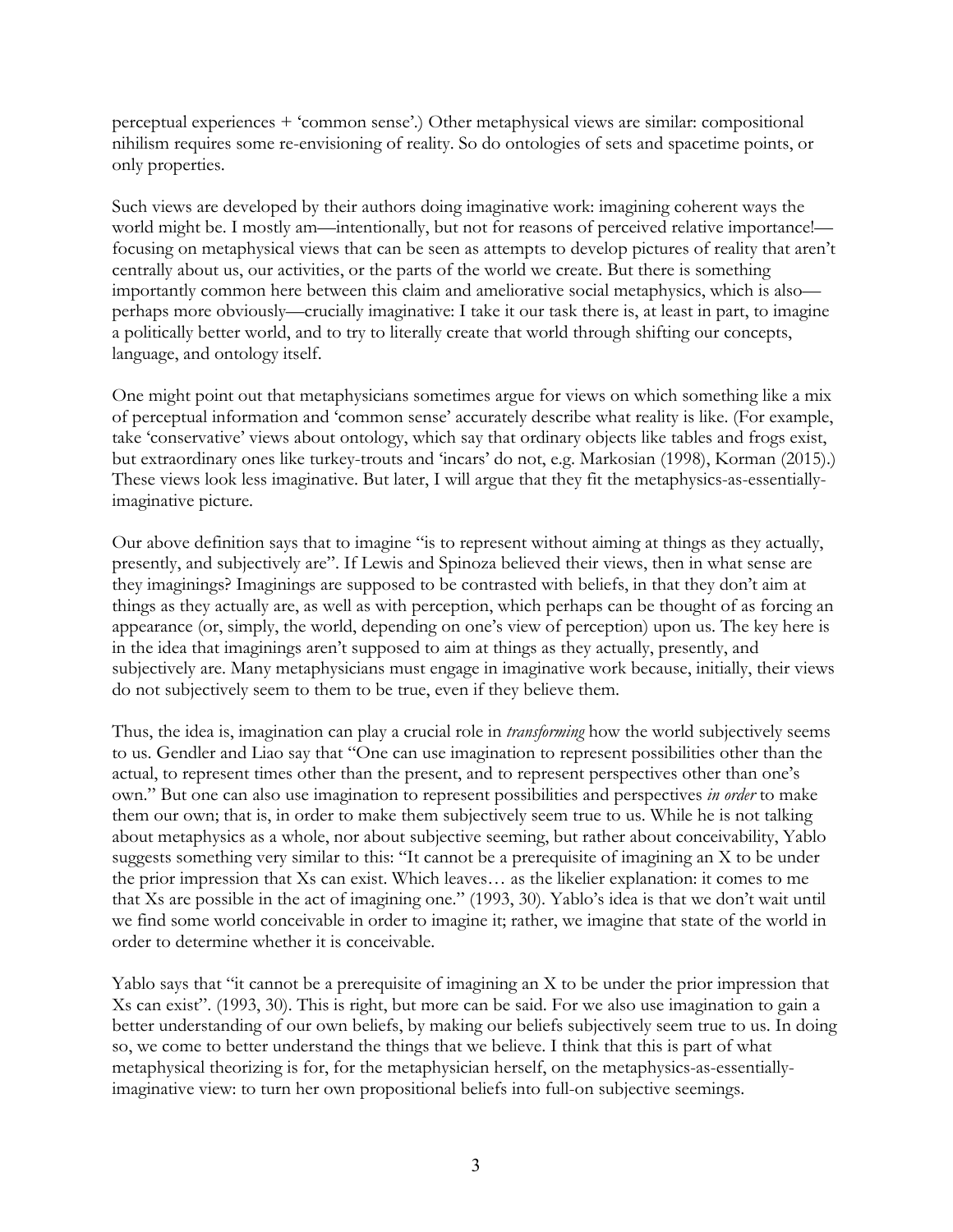perceptual experiences + 'common sense'.) Other metaphysical views are similar: compositional nihilism requires some re-envisioning of reality. So do ontologies of sets and spacetime points, or only properties.

Such views are developed by their authors doing imaginative work: imagining coherent ways the world might be. I mostly am—intentionally, but not for reasons of perceived relative importance!—focusing on metaphysical views that can be seen as attempts to develop pictures of reality that aren't centrally about us, our activities, or the parts of the world we create. But there is something importantly common here between this claim and ameliorative social metaphysics, which is also—perhaps more obviously—crucially imaginative: I take it our task there is, at least in part, to imagine a politically better world, and to try to literally create that world through shifting our concepts, language, and ontology itself.

One might point out that metaphysicians sometimes argue for views on which something like a mix of perceptual information and 'common sense' accurately describe what reality is like. (For example, take 'conservative' views about ontology, which say that ordinary objects like tables and frogs exist, but extraordinary ones like turkey-trouts and 'incars' do not, e.g. Markosian (1998), Korman (2015).) These views look less imaginative. But later, I will argue that they fit the metaphysics-as-essentially-imaginative picture.

Our above definition says that to imagine "is to represent without aiming at things as they actually, presently, and subjectively are". If Lewis and Spinoza believed their views, then in what sense are they imaginings? Imaginings are supposed to be contrasted with beliefs, in that they don't aim at things as they actually are, as well as with perception, which perhaps can be thought of as forcing an appearance (or, simply, the world, depending on one's view of perception) upon us. The key here is in the idea that imaginings aren't supposed to aim at things as they actually, presently, and subjectively are. Many metaphysicians must engage in imaginative work because, initially, their views do not subjectively seem to them to be true, even if they believe them.

Thus, the idea is, imagination can play a crucial role in *transforming* how the world subjectively seems to us. Gendler and Liao say that "One can use imagination to represent possibilities other than the actual, to represent times other than the present, and to represent perspectives other than one's own." But one can also use imagination to represent possibilities and perspectives *in order* to make them our own; that is, in order to make them subjectively seem true to us. While he is not talking about metaphysics as a whole, nor about subjective seeming, but rather about conceivability, Yablo suggests something very similar to this: "It cannot be a prerequisite of imagining an X to be under the prior impression that Xs can exist. Which leaves… as the likelier explanation: it comes to me that Xs are possible in the act of imagining one." (1993, 30). Yablo's idea is that we don't wait until we find some world conceivable in order to imagine it; rather, we imagine that state of the world in order to determine whether it is conceivable.

Yablo says that "it cannot be a prerequisite of imagining an X to be under the prior impression that Xs can exist". (1993, 30). This is right, but more can be said. For we also use imagination to gain a better understanding of our own beliefs, by making our beliefs subjectively seem true to us. In doing so, we come to better understand the things that we believe. I think that this is part of what metaphysical theorizing is for, for the metaphysician herself, on the metaphysics-as-essentially-imaginative view: to turn her own propositional beliefs into full-on subjective seemings.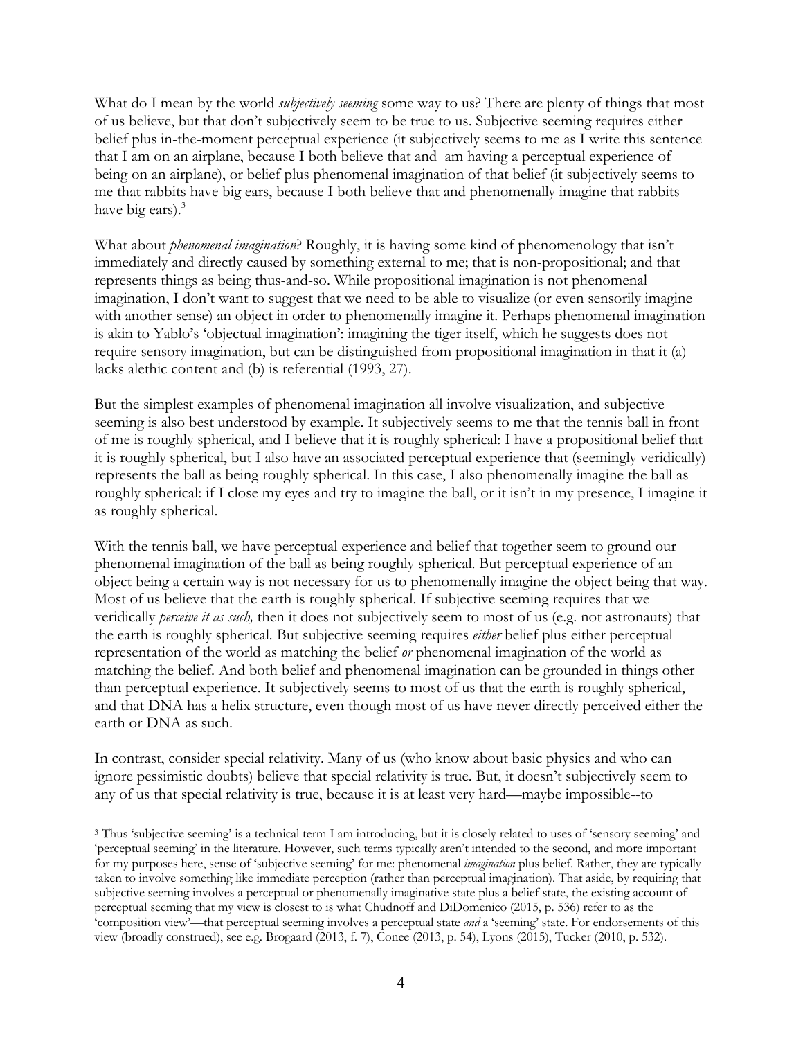What do I mean by the world *subjectively seeming* some way to us? There are plenty of things that most of us believe, but that don't subjectively seem to be true to us. Subjective seeming requires either belief plus in-the-moment perceptual experience (it subjectively seems to me as I write this sentence that I am on an airplane, because I both believe that and am having a perceptual experience of being on an airplane), or belief plus phenomenal imagination of that belief (it subjectively seems to me that rabbits have big ears, because I both believe that and phenomenally imagine that rabbits have big ears).[3]

What about *phenomenal imagination*? Roughly, it is having some kind of phenomenology that isn't immediately and directly caused by something external to me; that is non-propositional; and that represents things as being thus-and-so. While propositional imagination is not phenomenal imagination, I don't want to suggest that we need to be able to visualize (or even sensorily imagine with another sense) an object in order to phenomenally imagine it. Perhaps phenomenal imagination is akin to Yablo's 'objectual imagination': imagining the tiger itself, which he suggests does not require sensory imagination, but can be distinguished from propositional imagination in that it (a) lacks alethic content and (b) is referential (1993, 27).

But the simplest examples of phenomenal imagination all involve visualization, and subjective seeming is also best understood by example. It subjectively seems to me that the tennis ball in front of me is roughly spherical, and I believe that it is roughly spherical: I have a propositional belief that it is roughly spherical, but I also have an associated perceptual experience that (seemingly veridically) represents the ball as being roughly spherical. In this case, I also phenomenally imagine the ball as roughly spherical: if I close my eyes and try to imagine the ball, or it isn't in my presence, I imagine it as roughly spherical.

With the tennis ball, we have perceptual experience and belief that together seem to ground our phenomenal imagination of the ball as being roughly spherical. But perceptual experience of an object being a certain way is not necessary for us to phenomenally imagine the object being that way. Most of us believe that the earth is roughly spherical. If subjective seeming requires that we veridically *perceive it as such,* then it does not subjectively seem to most of us (e.g. not astronauts) that the earth is roughly spherical. But subjective seeming requires *either* belief plus either perceptual representation of the world as matching the belief *or* phenomenal imagination of the world as matching the belief. And both belief and phenomenal imagination can be grounded in things other than perceptual experience. It subjectively seems to most of us that the earth is roughly spherical, and that DNA has a helix structure, even though most of us have never directly perceived either the earth or DNA as such.

In contrast, consider special relativity. Many of us (who know about basic physics and who can ignore pessimistic doubts) believe that special relativity is true. But, it doesn't subjectively seem to any of us that special relativity is true, because it is at least very hard—maybe impossible--to

[3] Thus 'subjective seeming' is a technical term I am introducing, but it is closely related to uses of 'sensory seeming' and 'perceptual seeming' in the literature. However, such terms typically aren't intended to the second, and more important for my purposes here, sense of 'subjective seeming' for me: phenomenal *imagination* plus belief. Rather, they are typically taken to involve something like immediate perception (rather than perceptual imagination). That aside, by requiring that subjective seeming involves a perceptual or phenomenally imaginative state plus a belief state, the existing account of perceptual seeming that my view is closest to is what Chudnoff and DiDomenico (2015, p. 536) refer to as the 'composition view'—that perceptual seeming involves a perceptual state *and* a 'seeming' state. For endorsements of this view (broadly construed), see e.g. Brogaard (2013, f. 7), Conee (2013, p. 54), Lyons (2015), Tucker (2010, p. 532).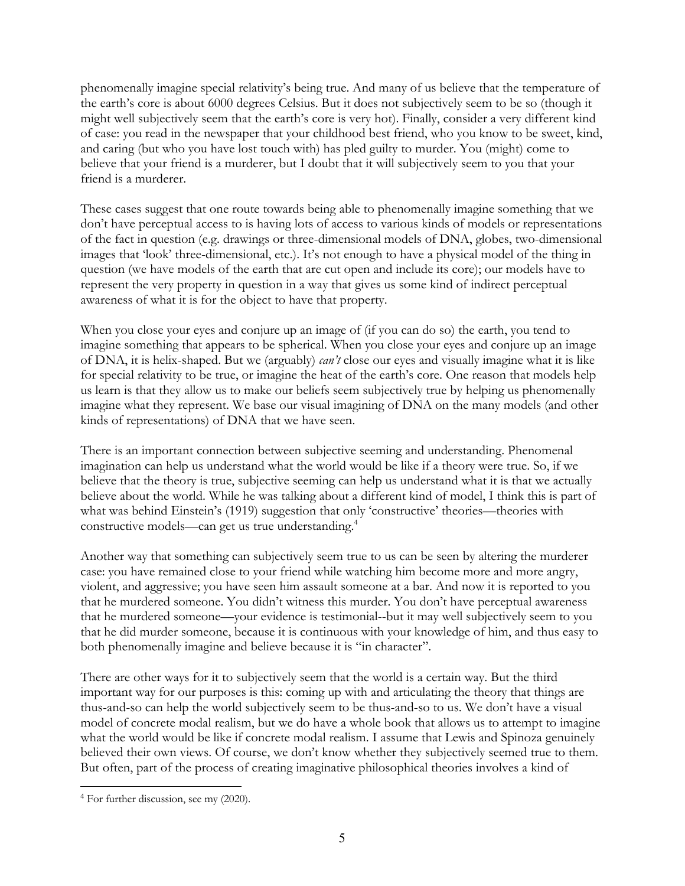phenomenally imagine special relativity's being true. And many of us believe that the temperature of the earth's core is about 6000 degrees Celsius. But it does not subjectively seem to be so (though it might well subjectively seem that the earth's core is very hot). Finally, consider a very different kind of case: you read in the newspaper that your childhood best friend, who you know to be sweet, kind, and caring (but who you have lost touch with) has pled guilty to murder. You (might) come to believe that your friend is a murderer, but I doubt that it will subjectively seem to you that your friend is a murderer.

These cases suggest that one route towards being able to phenomenally imagine something that we don't have perceptual access to is having lots of access to various kinds of models or representations of the fact in question (e.g. drawings or three-dimensional models of DNA, globes, two-dimensional images that 'look' three-dimensional, etc.). It's not enough to have a physical model of the thing in question (we have models of the earth that are cut open and include its core); our models have to represent the very property in question in a way that gives us some kind of indirect perceptual awareness of what it is for the object to have that property.

When you close your eyes and conjure up an image of (if you can do so) the earth, you tend to imagine something that appears to be spherical. When you close your eyes and conjure up an image of DNA, it is helix-shaped. But we (arguably) *can't* close our eyes and visually imagine what it is like for special relativity to be true, or imagine the heat of the earth's core. One reason that models help us learn is that they allow us to make our beliefs seem subjectively true by helping us phenomenally imagine what they represent. We base our visual imagining of DNA on the many models (and other kinds of representations) of DNA that we have seen.

There is an important connection between subjective seeming and understanding. Phenomenal imagination can help us understand what the world would be like if a theory were true. So, if we believe that the theory is true, subjective seeming can help us understand what it is that we actually believe about the world. While he was talking about a different kind of model, I think this is part of what was behind Einstein's (1919) suggestion that only 'constructive' theories—theories with constructive models—can get us true understanding.[4]

Another way that something can subjectively seem true to us can be seen by altering the murderer case: you have remained close to your friend while watching him become more and more angry, violent, and aggressive; you have seen him assault someone at a bar. And now it is reported to you that he murdered someone. You didn't witness this murder. You don't have perceptual awareness that he murdered someone—your evidence is testimonial--but it may well subjectively seem to you that he did murder someone, because it is continuous with your knowledge of him, and thus easy to both phenomenally imagine and believe because it is "in character".

There are other ways for it to subjectively seem that the world is a certain way. But the third important way for our purposes is this: coming up with and articulating the theory that things are thus-and-so can help the world subjectively seem to be thus-and-so to us. We don't have a visual model of concrete modal realism, but we do have a whole book that allows us to attempt to imagine what the world would be like if concrete modal realism. I assume that Lewis and Spinoza genuinely believed their own views. Of course, we don't know whether they subjectively seemed true to them. But often, part of the process of creating imaginative philosophical theories involves a kind of

[4] For further discussion, see my (2020).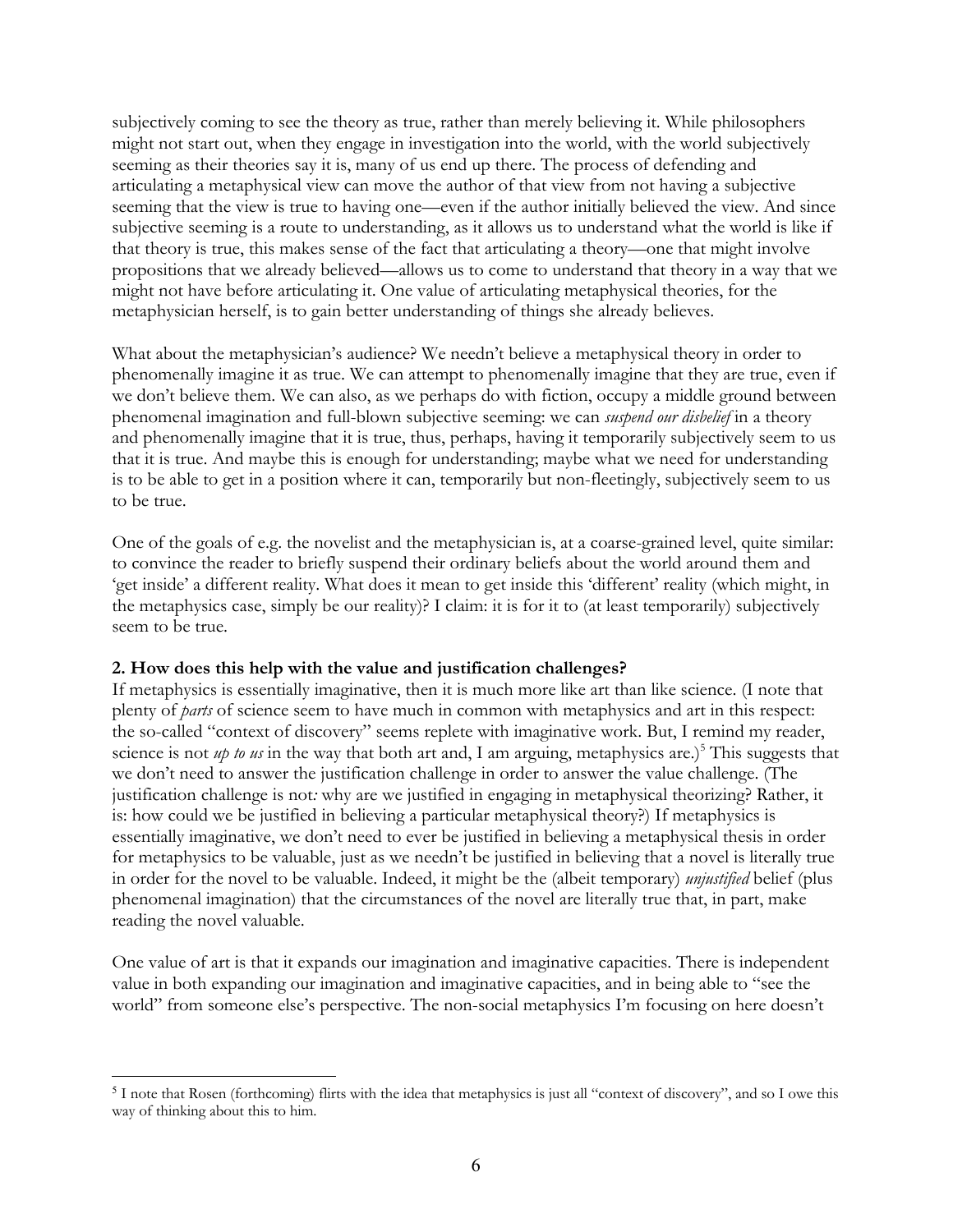subjectively coming to see the theory as true, rather than merely believing it. While philosophers might not start out, when they engage in investigation into the world, with the world subjectively seeming as their theories say it is, many of us end up there. The process of defending and articulating a metaphysical view can move the author of that view from not having a subjective seeming that the view is true to having one—even if the author initially believed the view. And since subjective seeming is a route to understanding, as it allows us to understand what the world is like if that theory is true, this makes sense of the fact that articulating a theory—one that might involve propositions that we already believed—allows us to come to understand that theory in a way that we might not have before articulating it. One value of articulating metaphysical theories, for the metaphysician herself, is to gain better understanding of things she already believes.

What about the metaphysician's audience? We needn't believe a metaphysical theory in order to phenomenally imagine it as true. We can attempt to phenomenally imagine that they are true, even if we don't believe them. We can also, as we perhaps do with fiction, occupy a middle ground between phenomenal imagination and full-blown subjective seeming: we can *suspend our disbelief* in a theory and phenomenally imagine that it is true, thus, perhaps, having it temporarily subjectively seem to us that it is true. And maybe this is enough for understanding; maybe what we need for understanding is to be able to get in a position where it can, temporarily but non-fleetingly, subjectively seem to us to be true.

One of the goals of e.g. the novelist and the metaphysician is, at a coarse-grained level, quite similar: to convince the reader to briefly suspend their ordinary beliefs about the world around them and 'get inside' a different reality. What does it mean to get inside this 'different' reality (which might, in the metaphysics case, simply be our reality)? I claim: it is for it to (at least temporarily) subjectively seem to be true.

**2. How does this help with the value and justification challenges?**

If metaphysics is essentially imaginative, then it is much more like art than like science. (I note that plenty of *parts* of science seem to have much in common with metaphysics and art in this respect: the so-called "context of discovery" seems replete with imaginative work. But, I remind my reader, science is not *up to us* in the way that both art and, I am arguing, metaphysics are.)[5] This suggests that we don't need to answer the justification challenge in order to answer the value challenge. (The justification challenge is not*:* why are we justified in engaging in metaphysical theorizing? Rather, it is: how could we be justified in believing a particular metaphysical theory?) If metaphysics is essentially imaginative, we don't need to ever be justified in believing a metaphysical thesis in order for metaphysics to be valuable, just as we needn't be justified in believing that a novel is literally true in order for the novel to be valuable. Indeed, it might be the (albeit temporary) *unjustified* belief (plus phenomenal imagination) that the circumstances of the novel are literally true that, in part, make reading the novel valuable.

One value of art is that it expands our imagination and imaginative capacities. There is independent value in both expanding our imagination and imaginative capacities, and in being able to "see the world" from someone else's perspective. The non-social metaphysics I'm focusing on here doesn't

[5] I note that Rosen (forthcoming) flirts with the idea that metaphysics is just all "context of discovery", and so I owe this way of thinking about this to him.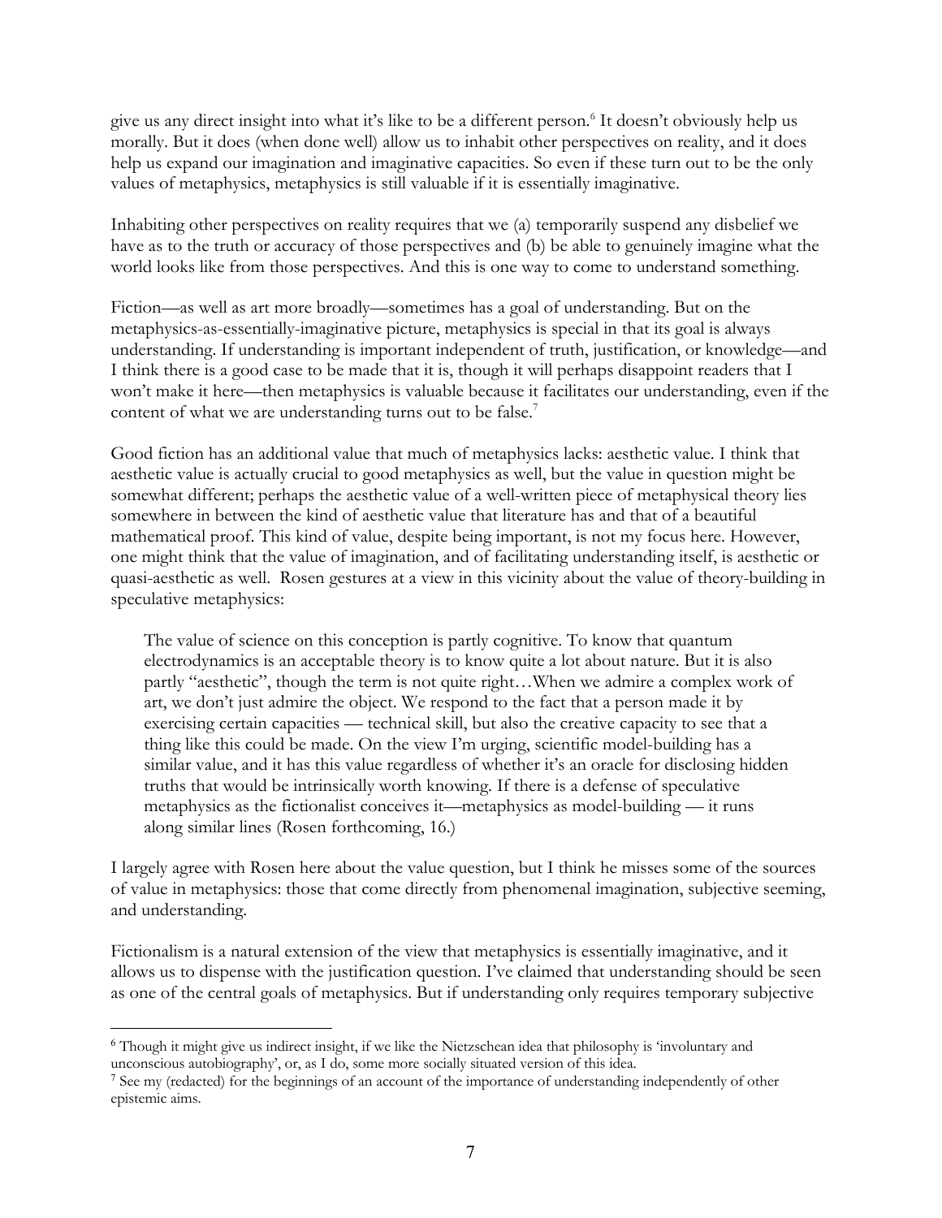give us any direct insight into what it's like to be a different person.[6] It doesn't obviously help us morally. But it does (when done well) allow us to inhabit other perspectives on reality, and it does help us expand our imagination and imaginative capacities. So even if these turn out to be the only values of metaphysics, metaphysics is still valuable if it is essentially imaginative.

Inhabiting other perspectives on reality requires that we (a) temporarily suspend any disbelief we have as to the truth or accuracy of those perspectives and (b) be able to genuinely imagine what the world looks like from those perspectives. And this is one way to come to understand something.

Fiction—as well as art more broadly—sometimes has a goal of understanding. But on the metaphysics-as-essentially-imaginative picture, metaphysics is special in that its goal is always understanding. If understanding is important independent of truth, justification, or knowledge—and I think there is a good case to be made that it is, though it will perhaps disappoint readers that I won't make it here—then metaphysics is valuable because it facilitates our understanding, even if the content of what we are understanding turns out to be false.[7]

Good fiction has an additional value that much of metaphysics lacks: aesthetic value. I think that aesthetic value is actually crucial to good metaphysics as well, but the value in question might be somewhat different; perhaps the aesthetic value of a well-written piece of metaphysical theory lies somewhere in between the kind of aesthetic value that literature has and that of a beautiful mathematical proof. This kind of value, despite being important, is not my focus here. However, one might think that the value of imagination, and of facilitating understanding itself, is aesthetic or quasi-aesthetic as well. Rosen gestures at a view in this vicinity about the value of theory-building in speculative metaphysics:

> The value of science on this conception is partly cognitive. To know that quantum electrodynamics is an acceptable theory is to know quite a lot about nature. But it is also partly "aesthetic", though the term is not quite right…When we admire a complex work of art, we don't just admire the object. We respond to the fact that a person made it by exercising certain capacities — technical skill, but also the creative capacity to see that a thing like this could be made. On the view I'm urging, scientific model-building has a similar value, and it has this value regardless of whether it's an oracle for disclosing hidden truths that would be intrinsically worth knowing. If there is a defense of speculative metaphysics as the fictionalist conceives it—metaphysics as model-building — it runs along similar lines (Rosen forthcoming, 16.)

I largely agree with Rosen here about the value question, but I think he misses some of the sources of value in metaphysics: those that come directly from phenomenal imagination, subjective seeming, and understanding.

Fictionalism is a natural extension of the view that metaphysics is essentially imaginative, and it allows us to dispense with the justification question. I've claimed that understanding should be seen as one of the central goals of metaphysics. But if understanding only requires temporary subjective

---

[6] Though it might give us indirect insight, if we like the Nietzschean idea that philosophy is 'involuntary and unconscious autobiography', or, as I do, some more socially situated version of this idea.

[7] See my (redacted) for the beginnings of an account of the importance of understanding independently of other epistemic aims.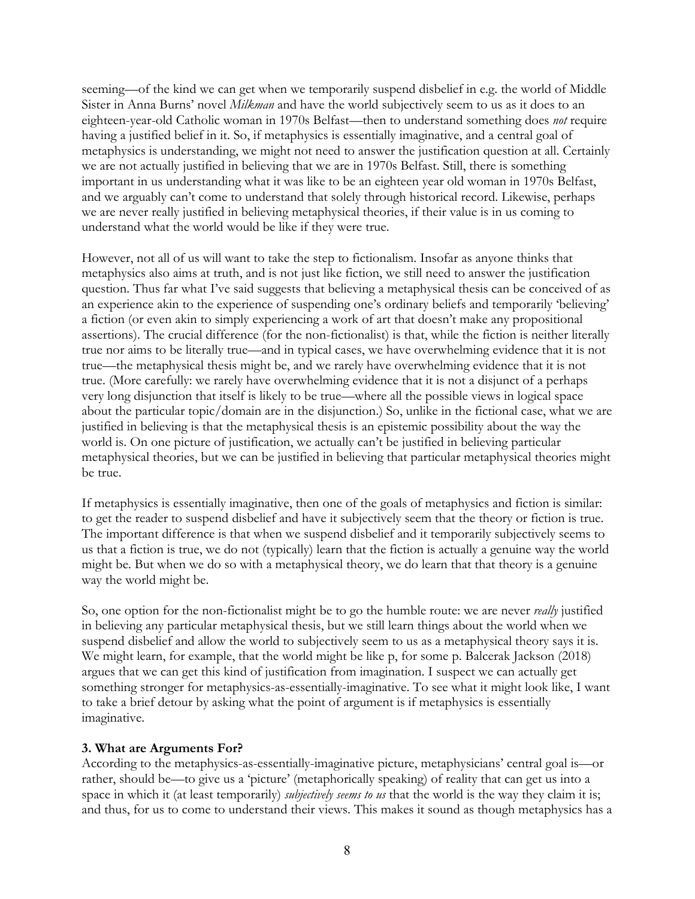seeming—of the kind we can get when we temporarily suspend disbelief in e.g. the world of Middle Sister in Anna Burns' novel *Milkman* and have the world subjectively seem to us as it does to an eighteen-year-old Catholic woman in 1970s Belfast—then to understand something does *not* require having a justified belief in it. So, if metaphysics is essentially imaginative, and a central goal of metaphysics is understanding, we might not need to answer the justification question at all. Certainly we are not actually justified in believing that we are in 1970s Belfast. Still, there is something important in us understanding what it was like to be an eighteen year old woman in 1970s Belfast, and we arguably can't come to understand that solely through historical record. Likewise, perhaps we are never really justified in believing metaphysical theories, if their value is in us coming to understand what the world would be like if they were true.

However, not all of us will want to take the step to fictionalism. Insofar as anyone thinks that metaphysics also aims at truth, and is not just like fiction, we still need to answer the justification question. Thus far what I've said suggests that believing a metaphysical thesis can be conceived of as an experience akin to the experience of suspending one's ordinary beliefs and temporarily 'believing' a fiction (or even akin to simply experiencing a work of art that doesn't make any propositional assertions). The crucial difference (for the non-fictionalist) is that, while the fiction is neither literally true nor aims to be literally true—and in typical cases, we have overwhelming evidence that it is not true—the metaphysical thesis might be, and we rarely have overwhelming evidence that it is not true. (More carefully: we rarely have overwhelming evidence that it is not a disjunct of a perhaps very long disjunction that itself is likely to be true—where all the possible views in logical space about the particular topic/domain are in the disjunction.) So, unlike in the fictional case, what we are justified in believing is that the metaphysical thesis is an epistemic possibility about the way the world is. On one picture of justification, we actually can't be justified in believing particular metaphysical theories, but we can be justified in believing that particular metaphysical theories might be true.

If metaphysics is essentially imaginative, then one of the goals of metaphysics and fiction is similar: to get the reader to suspend disbelief and have it subjectively seem that the theory or fiction is true. The important difference is that when we suspend disbelief and it temporarily subjectively seems to us that a fiction is true, we do not (typically) learn that the fiction is actually a genuine way the world might be. But when we do so with a metaphysical theory, we do learn that that theory is a genuine way the world might be.

So, one option for the non-fictionalist might be to go the humble route: we are never *really* justified in believing any particular metaphysical thesis, but we still learn things about the world when we suspend disbelief and allow the world to subjectively seem to us as a metaphysical theory says it is. We might learn, for example, that the world might be like p, for some p. Balcerak Jackson (2018) argues that we can get this kind of justification from imagination. I suspect we can actually get something stronger for metaphysics-as-essentially-imaginative. To see what it might look like, I want to take a brief detour by asking what the point of argument is if metaphysics is essentially imaginative.

### 3. What are Arguments For?

According to the metaphysics-as-essentially-imaginative picture, metaphysicians' central goal is—or rather, should be—to give us a 'picture' (metaphorically speaking) of reality that can get us into a space in which it (at least temporarily) *subjectively seems to us* that the world is the way they claim it is; and thus, for us to come to understand their views. This makes it sound as though metaphysics has a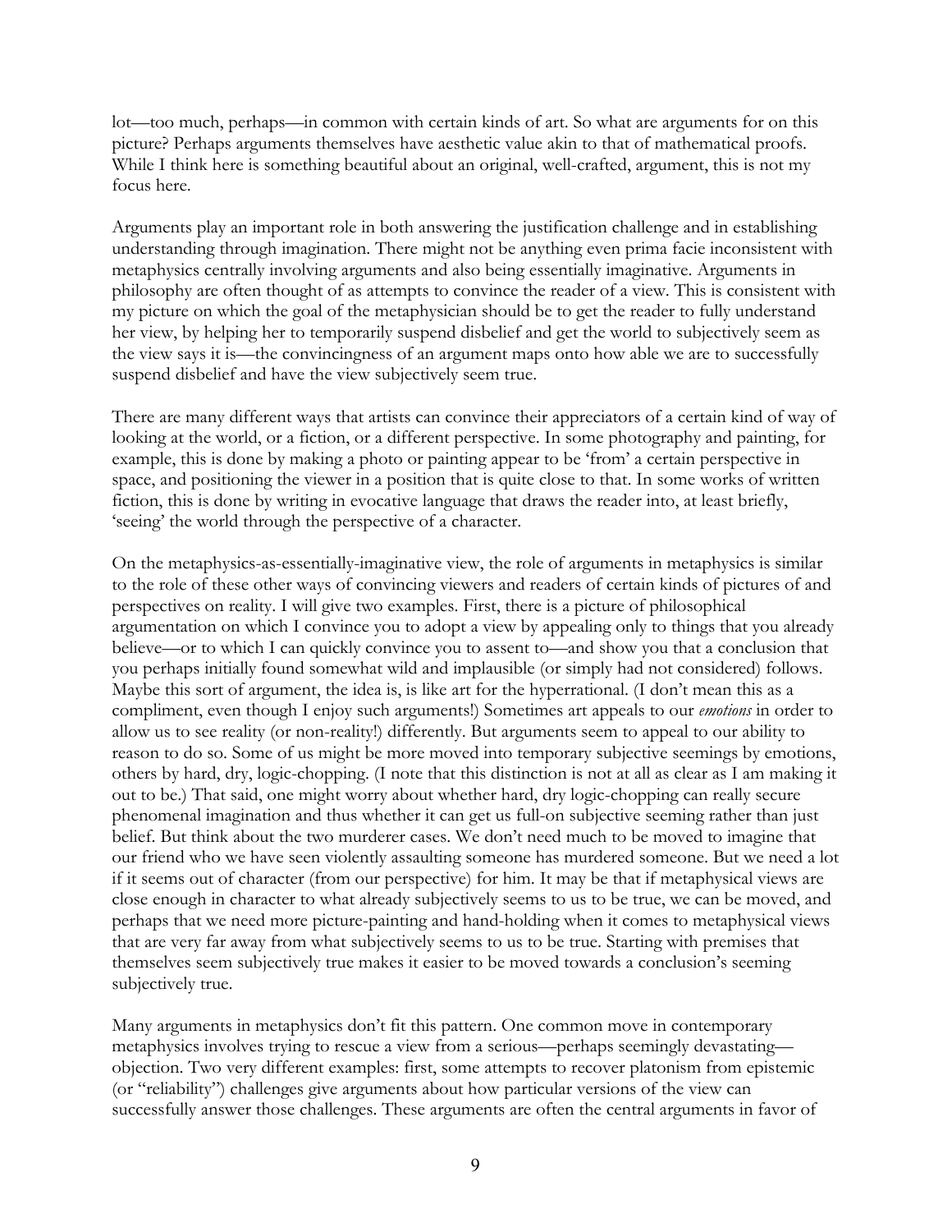lot—too much, perhaps—in common with certain kinds of art. So what are arguments for on this picture? Perhaps arguments themselves have aesthetic value akin to that of mathematical proofs. While I think here is something beautiful about an original, well-crafted, argument, this is not my focus here.

Arguments play an important role in both answering the justification challenge and in establishing understanding through imagination. There might not be anything even prima facie inconsistent with metaphysics centrally involving arguments and also being essentially imaginative. Arguments in philosophy are often thought of as attempts to convince the reader of a view. This is consistent with my picture on which the goal of the metaphysician should be to get the reader to fully understand her view, by helping her to temporarily suspend disbelief and get the world to subjectively seem as the view says it is—the convincingness of an argument maps onto how able we are to successfully suspend disbelief and have the view subjectively seem true.

There are many different ways that artists can convince their appreciators of a certain kind of way of looking at the world, or a fiction, or a different perspective. In some photography and painting, for example, this is done by making a photo or painting appear to be 'from' a certain perspective in space, and positioning the viewer in a position that is quite close to that. In some works of written fiction, this is done by writing in evocative language that draws the reader into, at least briefly, 'seeing' the world through the perspective of a character.

On the metaphysics-as-essentially-imaginative view, the role of arguments in metaphysics is similar to the role of these other ways of convincing viewers and readers of certain kinds of pictures of and perspectives on reality. I will give two examples. First, there is a picture of philosophical argumentation on which I convince you to adopt a view by appealing only to things that you already believe—or to which I can quickly convince you to assent to—and show you that a conclusion that you perhaps initially found somewhat wild and implausible (or simply had not considered) follows. Maybe this sort of argument, the idea is, is like art for the hyperrational. (I don't mean this as a compliment, even though I enjoy such arguments!) Sometimes art appeals to our *emotions* in order to allow us to see reality (or non-reality!) differently. But arguments seem to appeal to our ability to reason to do so. Some of us might be more moved into temporary subjective seemings by emotions, others by hard, dry, logic-chopping. (I note that this distinction is not at all as clear as I am making it out to be.) That said, one might worry about whether hard, dry logic-chopping can really secure phenomenal imagination and thus whether it can get us full-on subjective seeming rather than just belief. But think about the two murderer cases. We don't need much to be moved to imagine that our friend who we have seen violently assaulting someone has murdered someone. But we need a lot if it seems out of character (from our perspective) for him. It may be that if metaphysical views are close enough in character to what already subjectively seems to us to be true, we can be moved, and perhaps that we need more picture-painting and hand-holding when it comes to metaphysical views that are very far away from what subjectively seems to us to be true. Starting with premises that themselves seem subjectively true makes it easier to be moved towards a conclusion's seeming subjectively true.

Many arguments in metaphysics don't fit this pattern. One common move in contemporary metaphysics involves trying to rescue a view from a serious—perhaps seemingly devastating—objection. Two very different examples: first, some attempts to recover platonism from epistemic (or "reliability") challenges give arguments about how particular versions of the view can successfully answer those challenges. These arguments are often the central arguments in favor of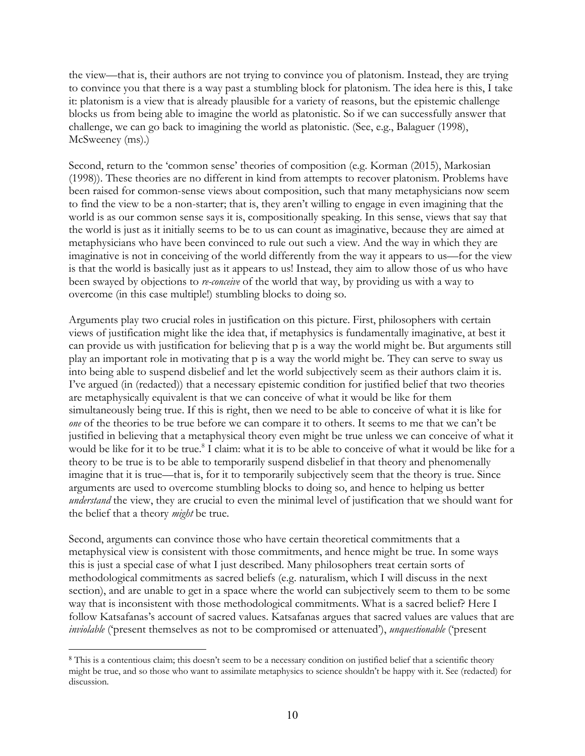the view—that is, their authors are not trying to convince you of platonism. Instead, they are trying to convince you that there is a way past a stumbling block for platonism. The idea here is this, I take it: platonism is a view that is already plausible for a variety of reasons, but the epistemic challenge blocks us from being able to imagine the world as platonistic. So if we can successfully answer that challenge, we can go back to imagining the world as platonistic. (See, e.g., Balaguer (1998), McSweeney (ms).)

Second, return to the 'common sense' theories of composition (e.g. Korman (2015), Markosian (1998)). These theories are no different in kind from attempts to recover platonism. Problems have been raised for common-sense views about composition, such that many metaphysicians now seem to find the view to be a non-starter; that is, they aren't willing to engage in even imagining that the world is as our common sense says it is, compositionally speaking. In this sense, views that say that the world is just as it initially seems to be to us can count as imaginative, because they are aimed at metaphysicians who have been convinced to rule out such a view. And the way in which they are imaginative is not in conceiving of the world differently from the way it appears to us—for the view is that the world is basically just as it appears to us! Instead, they aim to allow those of us who have been swayed by objections to *re-conceive* of the world that way, by providing us with a way to overcome (in this case multiple!) stumbling blocks to doing so.

Arguments play two crucial roles in justification on this picture. First, philosophers with certain views of justification might like the idea that, if metaphysics is fundamentally imaginative, at best it can provide us with justification for believing that p is a way the world might be. But arguments still play an important role in motivating that p is a way the world might be. They can serve to sway us into being able to suspend disbelief and let the world subjectively seem as their authors claim it is. I've argued (in (redacted)) that a necessary epistemic condition for justified belief that two theories are metaphysically equivalent is that we can conceive of what it would be like for them simultaneously being true. If this is right, then we need to be able to conceive of what it is like for *one* of the theories to be true before we can compare it to others. It seems to me that we can't be justified in believing that a metaphysical theory even might be true unless we can conceive of what it would be like for it to be true.[8] I claim: what it is to be able to conceive of what it would be like for a theory to be true is to be able to temporarily suspend disbelief in that theory and phenomenally imagine that it is true—that is, for it to temporarily subjectively seem that the theory is true. Since arguments are used to overcome stumbling blocks to doing so, and hence to helping us better *understand* the view, they are crucial to even the minimal level of justification that we should want for the belief that a theory *might* be true.

Second, arguments can convince those who have certain theoretical commitments that a metaphysical view is consistent with those commitments, and hence might be true. In some ways this is just a special case of what I just described. Many philosophers treat certain sorts of methodological commitments as sacred beliefs (e.g. naturalism, which I will discuss in the next section), and are unable to get in a space where the world can subjectively seem to them to be some way that is inconsistent with those methodological commitments. What is a sacred belief? Here I follow Katsafanas's account of sacred values. Katsafanas argues that sacred values are values that are *inviolable* ('present themselves as not to be compromised or attenuated'), *unquestionable* ('present

[8] This is a contentious claim; this doesn't seem to be a necessary condition on justified belief that a scientific theory might be true, and so those who want to assimilate metaphysics to science shouldn't be happy with it. See (redacted) for discussion.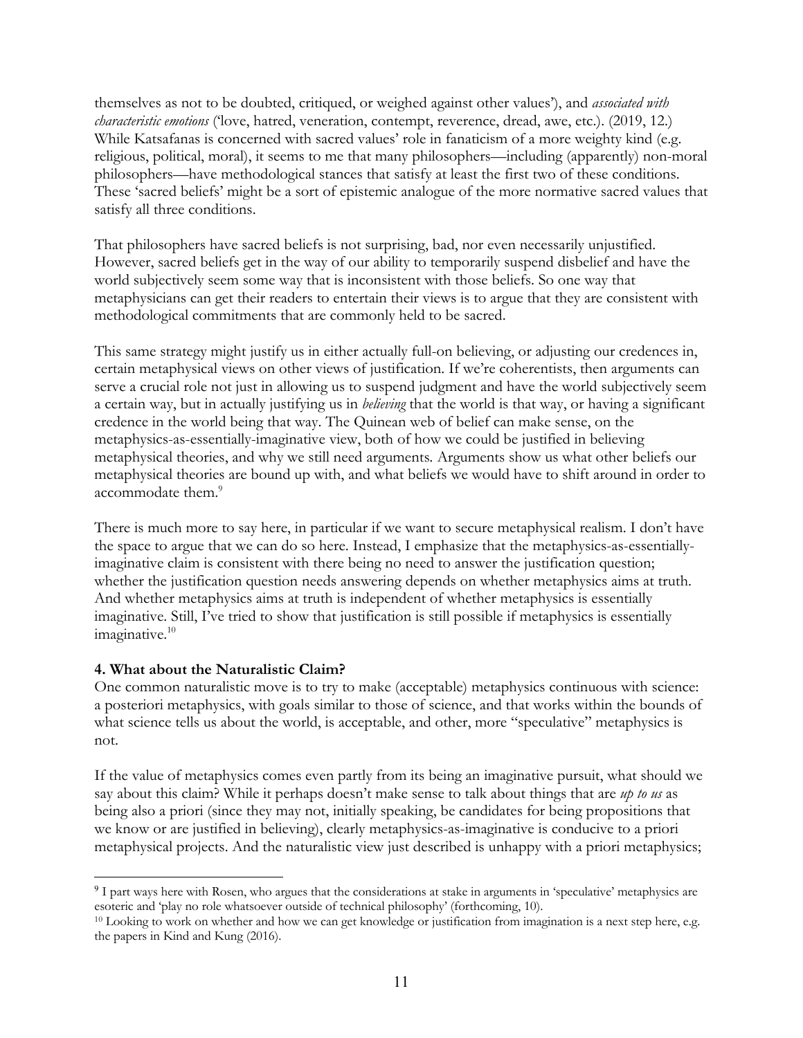themselves as not to be doubted, critiqued, or weighed against other values'), and *associated with characteristic emotions* ('love, hatred, veneration, contempt, reverence, dread, awe, etc.). (2019, 12.) While Katsafanas is concerned with sacred values' role in fanaticism of a more weighty kind (e.g. religious, political, moral), it seems to me that many philosophers—including (apparently) non-moral philosophers—have methodological stances that satisfy at least the first two of these conditions. These 'sacred beliefs' might be a sort of epistemic analogue of the more normative sacred values that satisfy all three conditions.

That philosophers have sacred beliefs is not surprising, bad, nor even necessarily unjustified. However, sacred beliefs get in the way of our ability to temporarily suspend disbelief and have the world subjectively seem some way that is inconsistent with those beliefs. So one way that metaphysicians can get their readers to entertain their views is to argue that they are consistent with methodological commitments that are commonly held to be sacred.

This same strategy might justify us in either actually full-on believing, or adjusting our credences in, certain metaphysical views on other views of justification. If we're coherentists, then arguments can serve a crucial role not just in allowing us to suspend judgment and have the world subjectively seem a certain way, but in actually justifying us in *believing* that the world is that way, or having a significant credence in the world being that way. The Quinean web of belief can make sense, on the metaphysics-as-essentially-imaginative view, both of how we could be justified in believing metaphysical theories, and why we still need arguments. Arguments show us what other beliefs our metaphysical theories are bound up with, and what beliefs we would have to shift around in order to accommodate them.[9]

There is much more to say here, in particular if we want to secure metaphysical realism. I don't have the space to argue that we can do so here. Instead, I emphasize that the metaphysics-as-essentially-imaginative claim is consistent with there being no need to answer the justification question; whether the justification question needs answering depends on whether metaphysics aims at truth. And whether metaphysics aims at truth is independent of whether metaphysics is essentially imaginative. Still, I've tried to show that justification is still possible if metaphysics is essentially imaginative.[10]

## 4. What about the Naturalistic Claim?

One common naturalistic move is to try to make (acceptable) metaphysics continuous with science: a posteriori metaphysics, with goals similar to those of science, and that works within the bounds of what science tells us about the world, is acceptable, and other, more "speculative" metaphysics is not.

If the value of metaphysics comes even partly from its being an imaginative pursuit, what should we say about this claim? While it perhaps doesn't make sense to talk about things that are *up to us* as being also a priori (since they may not, initially speaking, be candidates for being propositions that we know or are justified in believing), clearly metaphysics-as-imaginative is conducive to a priori metaphysical projects. And the naturalistic view just described is unhappy with a priori metaphysics;

[9] I part ways here with Rosen, who argues that the considerations at stake in arguments in 'speculative' metaphysics are esoteric and 'play no role whatsoever outside of technical philosophy' (forthcoming, 10).

[10] Looking to work on whether and how we can get knowledge or justification from imagination is a next step here, e.g. the papers in Kind and Kung (2016).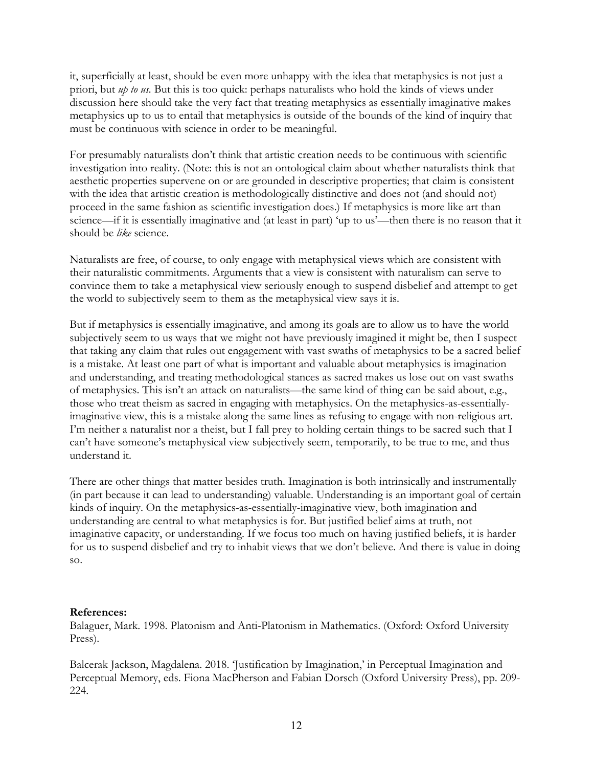it, superficially at least, should be even more unhappy with the idea that metaphysics is not just a priori, but *up to us*. But this is too quick: perhaps naturalists who hold the kinds of views under discussion here should take the very fact that treating metaphysics as essentially imaginative makes metaphysics up to us to entail that metaphysics is outside of the bounds of the kind of inquiry that must be continuous with science in order to be meaningful.

For presumably naturalists don't think that artistic creation needs to be continuous with scientific investigation into reality. (Note: this is not an ontological claim about whether naturalists think that aesthetic properties supervene on or are grounded in descriptive properties; that claim is consistent with the idea that artistic creation is methodologically distinctive and does not (and should not) proceed in the same fashion as scientific investigation does.) If metaphysics is more like art than science—if it is essentially imaginative and (at least in part) 'up to us'—then there is no reason that it should be *like* science.

Naturalists are free, of course, to only engage with metaphysical views which are consistent with their naturalistic commitments. Arguments that a view is consistent with naturalism can serve to convince them to take a metaphysical view seriously enough to suspend disbelief and attempt to get the world to subjectively seem to them as the metaphysical view says it is.

But if metaphysics is essentially imaginative, and among its goals are to allow us to have the world subjectively seem to us ways that we might not have previously imagined it might be, then I suspect that taking any claim that rules out engagement with vast swaths of metaphysics to be a sacred belief is a mistake. At least one part of what is important and valuable about metaphysics is imagination and understanding, and treating methodological stances as sacred makes us lose out on vast swaths of metaphysics. This isn't an attack on naturalists—the same kind of thing can be said about, e.g., those who treat theism as sacred in engaging with metaphysics. On the metaphysics-as-essentially-imaginative view, this is a mistake along the same lines as refusing to engage with non-religious art. I'm neither a naturalist nor a theist, but I fall prey to holding certain things to be sacred such that I can't have someone's metaphysical view subjectively seem, temporarily, to be true to me, and thus understand it.

There are other things that matter besides truth. Imagination is both intrinsically and instrumentally (in part because it can lead to understanding) valuable. Understanding is an important goal of certain kinds of inquiry. On the metaphysics-as-essentially-imaginative view, both imagination and understanding are central to what metaphysics is for. But justified belief aims at truth, not imaginative capacity, or understanding. If we focus too much on having justified beliefs, it is harder for us to suspend disbelief and try to inhabit views that we don't believe. And there is value in doing so.

**References:**

Balaguer, Mark. 1998. Platonism and Anti-Platonism in Mathematics. (Oxford: Oxford University Press).

Balcerak Jackson, Magdalena. 2018. 'Justification by Imagination,' in Perceptual Imagination and Perceptual Memory, eds. Fiona MacPherson and Fabian Dorsch (Oxford University Press), pp. 209-224.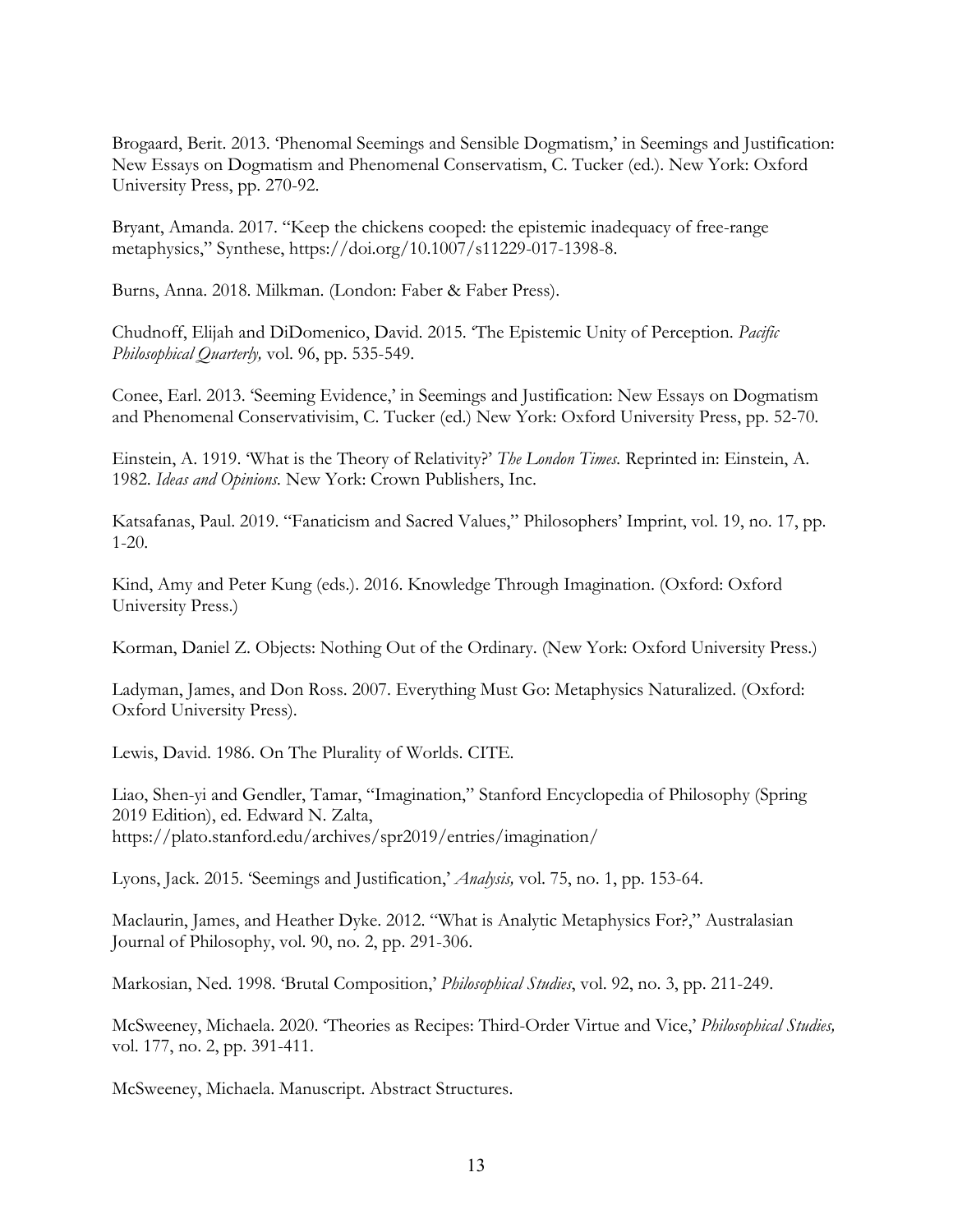Brogaard, Berit. 2013. 'Phenomal Seemings and Sensible Dogmatism,' in Seemings and Justification: New Essays on Dogmatism and Phenomenal Conservatism, C. Tucker (ed.). New York: Oxford University Press, pp. 270-92.

Bryant, Amanda. 2017. "Keep the chickens cooped: the epistemic inadequacy of free-range metaphysics," Synthese, https://doi.org/10.1007/s11229-017-1398-8.

Burns, Anna. 2018. Milkman. (London: Faber & Faber Press).

Chudnoff, Elijah and DiDomenico, David. 2015. 'The Epistemic Unity of Perception. *Pacific Philosophical Quarterly,* vol. 96, pp. 535-549.

Conee, Earl. 2013. 'Seeming Evidence,' in Seemings and Justification: New Essays on Dogmatism and Phenomenal Conservativisim, C. Tucker (ed.) New York: Oxford University Press, pp. 52-70.

Einstein, A. 1919. 'What is the Theory of Relativity?' *The London Times.* Reprinted in: Einstein, A. 1982. *Ideas and Opinions.* New York: Crown Publishers, Inc.

Katsafanas, Paul. 2019. "Fanaticism and Sacred Values," Philosophers' Imprint, vol. 19, no. 17, pp. 1-20.

Kind, Amy and Peter Kung (eds.). 2016. Knowledge Through Imagination. (Oxford: Oxford University Press.)

Korman, Daniel Z. Objects: Nothing Out of the Ordinary. (New York: Oxford University Press.)

Ladyman, James, and Don Ross. 2007. Everything Must Go: Metaphysics Naturalized. (Oxford: Oxford University Press).

Lewis, David. 1986. On The Plurality of Worlds. CITE.

Liao, Shen-yi and Gendler, Tamar, "Imagination," Stanford Encyclopedia of Philosophy (Spring 2019 Edition), ed. Edward N. Zalta, https://plato.stanford.edu/archives/spr2019/entries/imagination/

Lyons, Jack. 2015. 'Seemings and Justification,' *Analysis,* vol. 75, no. 1, pp. 153-64.

Maclaurin, James, and Heather Dyke. 2012. "What is Analytic Metaphysics For?," Australasian Journal of Philosophy, vol. 90, no. 2, pp. 291-306.

Markosian, Ned. 1998. 'Brutal Composition,' *Philosophical Studies*, vol. 92, no. 3, pp. 211-249.

McSweeney, Michaela. 2020. 'Theories as Recipes: Third-Order Virtue and Vice,' *Philosophical Studies,* vol. 177, no. 2, pp. 391-411.

McSweeney, Michaela. Manuscript. Abstract Structures.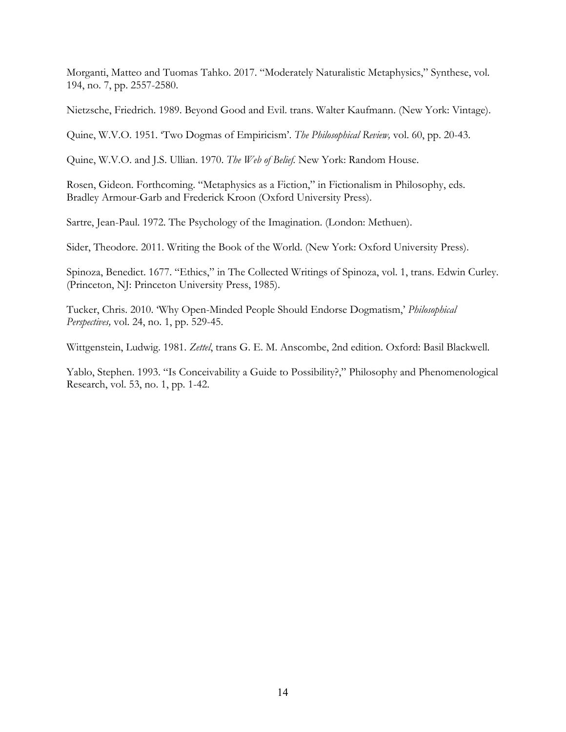Morganti, Matteo and Tuomas Tahko. 2017. "Moderately Naturalistic Metaphysics," Synthese, vol. 194, no. 7, pp. 2557-2580.

Nietzsche, Friedrich. 1989. Beyond Good and Evil. trans. Walter Kaufmann. (New York: Vintage).

Quine, W.V.O. 1951. 'Two Dogmas of Empiricism'. *The Philosophical Review,* vol. 60, pp. 20-43.

Quine, W.V.O. and J.S. Ullian. 1970. *The Web of Belief.* New York: Random House.

Rosen, Gideon. Forthcoming. "Metaphysics as a Fiction," in Fictionalism in Philosophy, eds. Bradley Armour-Garb and Frederick Kroon (Oxford University Press).

Sartre, Jean-Paul. 1972. The Psychology of the Imagination. (London: Methuen).

Sider, Theodore. 2011. Writing the Book of the World. (New York: Oxford University Press).

Spinoza, Benedict. 1677. "Ethics," in The Collected Writings of Spinoza, vol. 1, trans. Edwin Curley. (Princeton, NJ: Princeton University Press, 1985).

Tucker, Chris. 2010. 'Why Open-Minded People Should Endorse Dogmatism,' *Philosophical Perspectives,* vol. 24, no. 1, pp. 529-45.

Wittgenstein, Ludwig. 1981. *Zettel*, trans G. E. M. Anscombe, 2nd edition. Oxford: Basil Blackwell.

Yablo, Stephen. 1993. "Is Conceivability a Guide to Possibility?," Philosophy and Phenomenological Research, vol. 53, no. 1, pp. 1-42.